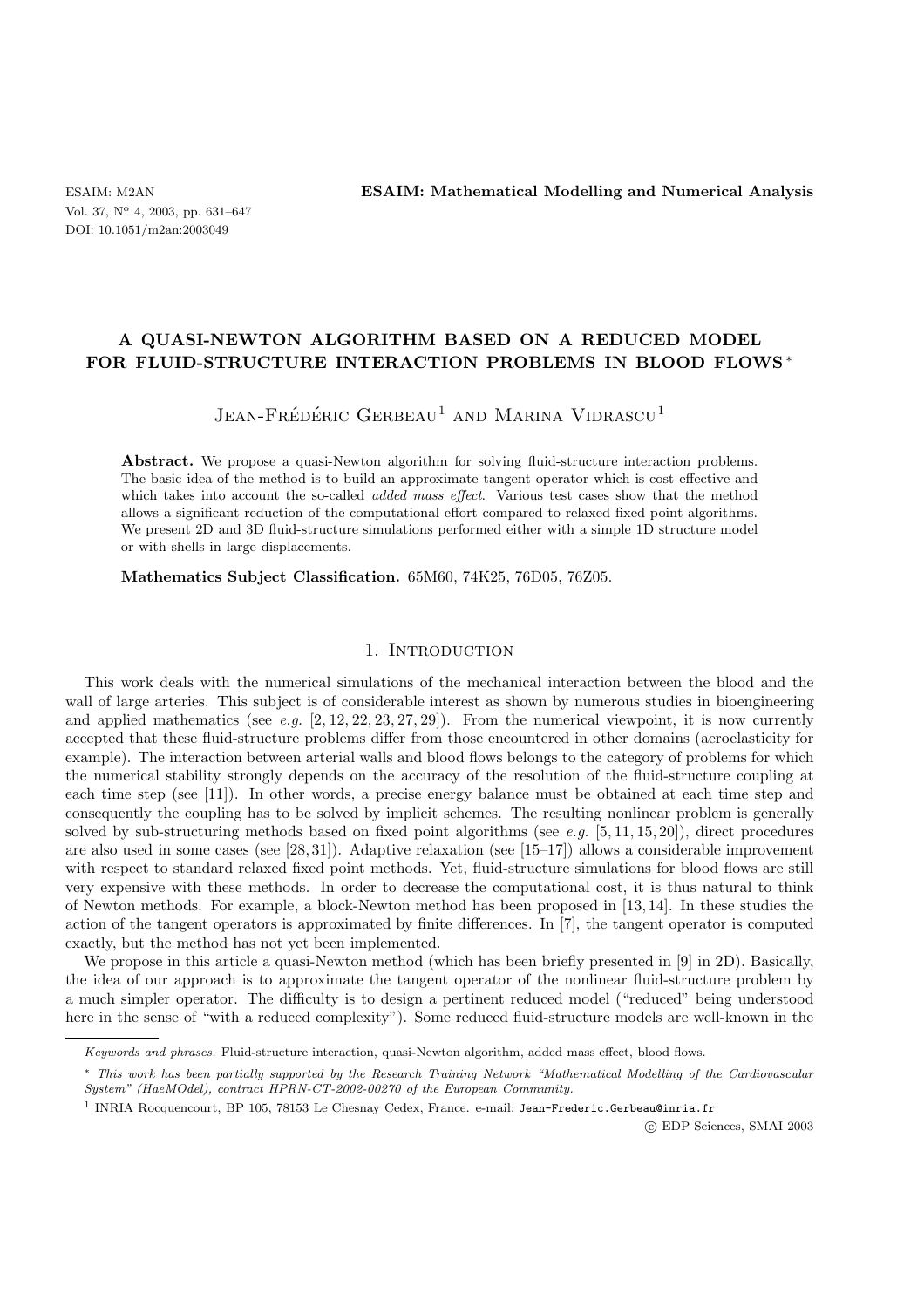# A QUASI-NEWTON ALGORITHM BASED ON A REDUCED MODEL FOR FLUID-STRUCTURE INTERACTION PROBLEMS IN BLOOD FLOWS *

Jean-Frédéric Gerbeau[1] and Marina Vidrascu[1]

**Abstract.** We propose a quasi-Newton algorithm for solving fluid-structure interaction problems. The basic idea of the method is to build an approximate tangent operator which is cost effective and which takes into account the so-called *added mass effect*. Various test cases show that the method allows a significant reduction of the computational effort compared to relaxed fixed point algorithms. We present 2D and 3D fluid-structure simulations performed either with a simple 1D structure model or with shells in large displacements.

**Mathematics Subject Classification.** 65M60, 74K25, 76D05, 76Z05.

## 1. Introduction

This work deals with the numerical simulations of the mechanical interaction between the blood and the wall of large arteries. This subject is of considerable interest as shown by numerous studies in bioengineering and applied mathematics (see *e.g.* [2, 12, 22, 23, 27, 29]). From the numerical viewpoint, it is now currently accepted that these fluid-structure problems differ from those encountered in other domains (aeroelasticity for example). The interaction between arterial walls and blood flows belongs to the category of problems for which the numerical stability strongly depends on the accuracy of the resolution of the fluid-structure coupling at each time step (see [11]). In other words, a precise energy balance must be obtained at each time step and consequently the coupling has to be solved by implicit schemes. The resulting nonlinear problem is generally solved by sub-structuring methods based on fixed point algorithms (see *e.g.* [5, 11, 15, 20]), direct procedures are also used in some cases (see [28, 31]). Adaptive relaxation (see [15–17]) allows a considerable improvement with respect to standard relaxed fixed point methods. Yet, fluid-structure simulations for blood flows are still very expensive with these methods. In order to decrease the computational cost, it is thus natural to think of Newton methods. For example, a block-Newton method has been proposed in [13, 14]. In these studies the action of the tangent operators is approximated by finite differences. In [7], the tangent operator is computed exactly, but the method has not yet been implemented.

We propose in this article a quasi-Newton method (which has been briefly presented in [9] in 2D). Basically, the idea of our approach is to approximate the tangent operator of the nonlinear fluid-structure problem by a much simpler operator. The difficulty is to design a pertinent reduced model ("reduced" being understood here in the sense of "with a reduced complexity"). Some reduced fluid-structure models are well-known in the

---

*Keywords and phrases.* Fluid-structure interaction, quasi-Newton algorithm, added mass effect, blood flows.

\* *This work has been partially supported by the Research Training Network "Mathematical Modelling of the Cardiovascular System" (HaeMOdel), contract HPRN-CT-2002-00270 of the European Community.*

[1] INRIA Rocquencourt, BP 105, 78153 Le Chesnay Cedex, France. e-mail: Jean-Frederic.Gerbeau@inria.fr

© EDP Sciences, SMAI 2003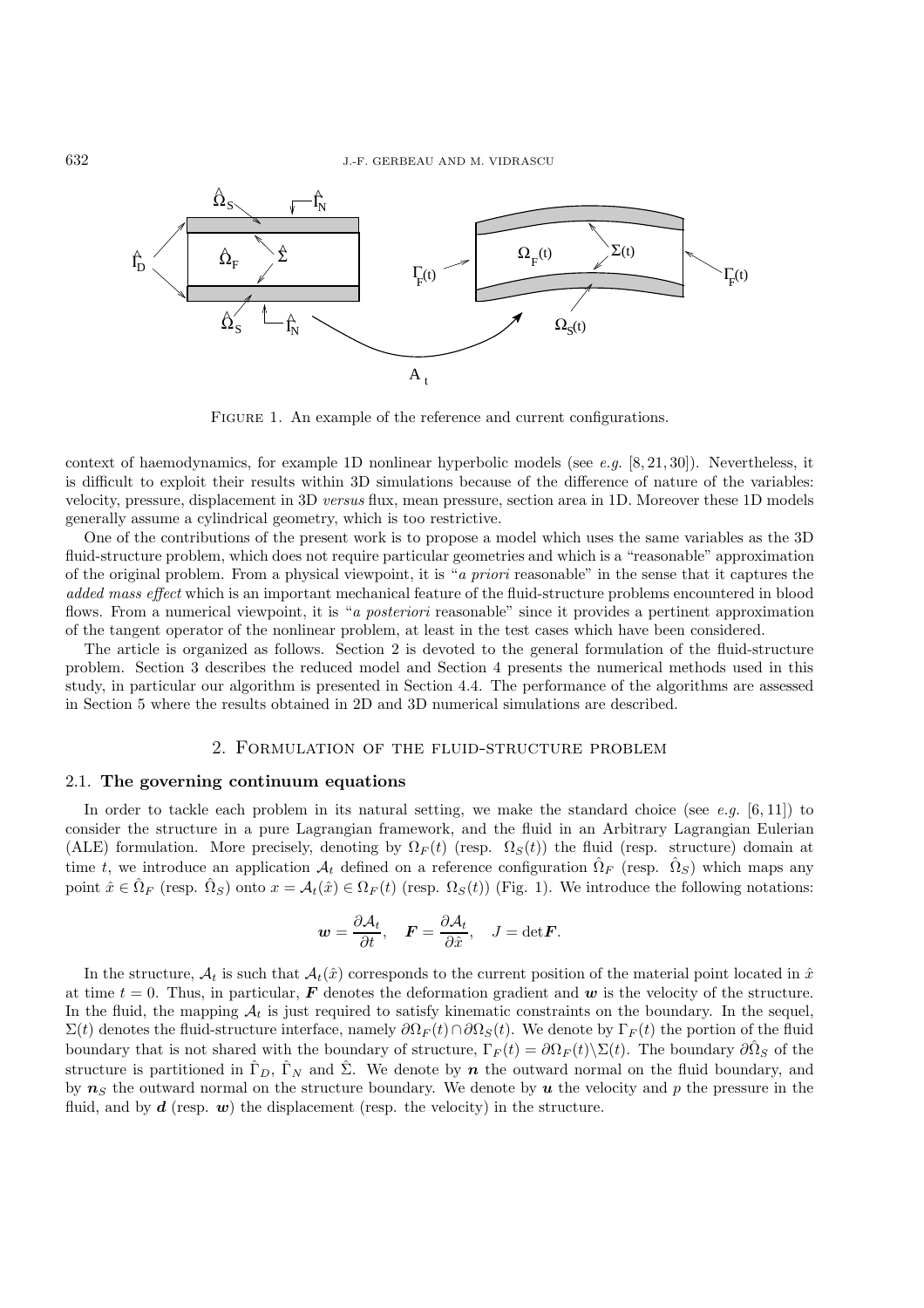Figure 1. An example of the reference and current configurations.

context of haemodynamics, for example 1D nonlinear hyperbolic models (see *e.g.* [8, 21, 30]). Nevertheless, it is difficult to exploit their results within 3D simulations because of the difference of nature of the variables: velocity, pressure, displacement in 3D *versus* flux, mean pressure, section area in 1D. Moreover these 1D models generally assume a cylindrical geometry, which is too restrictive.

One of the contributions of the present work is to propose a model which uses the same variables as the 3D fluid-structure problem, which does not require particular geometries and which is a "reasonable" approximation of the original problem. From a physical viewpoint, it is "*a priori* reasonable" in the sense that it captures the *added mass effect* which is an important mechanical feature of the fluid-structure problems encountered in blood flows. From a numerical viewpoint, it is "*a posteriori* reasonable" since it provides a pertinent approximation of the tangent operator of the nonlinear problem, at least in the test cases which have been considered.

The article is organized as follows. Section 2 is devoted to the general formulation of the fluid-structure problem. Section 3 describes the reduced model and Section 4 presents the numerical methods used in this study, in particular our algorithm is presented in Section 4.4. The performance of the algorithms are assessed in Section 5 where the results obtained in 2D and 3D numerical simulations are described.

## 2. Formulation of the fluid-structure problem

### 2.1. **The governing continuum equations**

In order to tackle each problem in its natural setting, we make the standard choice (see *e.g.* [6, 11]) to consider the structure in a pure Lagrangian framework, and the fluid in an Arbitrary Lagrangian Eulerian (ALE) formulation. More precisely, denoting by $\Omega_F(t)$ (resp. $\Omega_S(t)$) the fluid (resp. structure) domain at time $t$, we introduce an application $\mathcal{A}_t$ defined on a reference configuration $\hat{\Omega}_F$ (resp. $\hat{\Omega}_S$) which maps any point $\hat{x} \in \hat{\Omega}_F$ (resp. $\hat{\Omega}_S$) onto $x = \mathcal{A}_t(\hat{x}) \in \Omega_F(t)$ (resp. $\Omega_S(t)$) (Fig. 1). We introduce the following notations:

$$\boldsymbol{w} = \frac{\partial \mathcal{A}_t}{\partial t}, \quad \boldsymbol{F} = \frac{\partial \mathcal{A}_t}{\partial \hat{x}}, \quad J = \det \boldsymbol{F}.$$

In the structure, $\mathcal{A}_t$ is such that $\mathcal{A}_t(\hat{x})$ corresponds to the current position of the material point located in $\hat{x}$ at time $t = 0$. Thus, in particular, $\boldsymbol{F}$ denotes the deformation gradient and $\boldsymbol{w}$ is the velocity of the structure. In the fluid, the mapping $\mathcal{A}_t$ is just required to satisfy kinematic constraints on the boundary. In the sequel, $\Sigma(t)$ denotes the fluid-structure interface, namely $\partial\Omega_F(t) \cap \partial\Omega_S(t)$. We denote by $\Gamma_F(t)$ the portion of the fluid boundary that is not shared with the boundary of structure, $\Gamma_F(t) = \partial\Omega_F(t) \backslash \Sigma(t)$. The boundary $\partial\hat{\Omega}_S$ of the structure is partitioned in $\hat{\Gamma}_D$, $\hat{\Gamma}_N$ and $\hat{\Sigma}$. We denote by $\boldsymbol{n}$ the outward normal on the fluid boundary, and by $\boldsymbol{n}_S$ the outward normal on the structure boundary. We denote by $\boldsymbol{u}$ the velocity and $p$ the pressure in the fluid, and by $\boldsymbol{d}$ (resp. $\boldsymbol{w}$) the displacement (resp. the velocity) in the structure.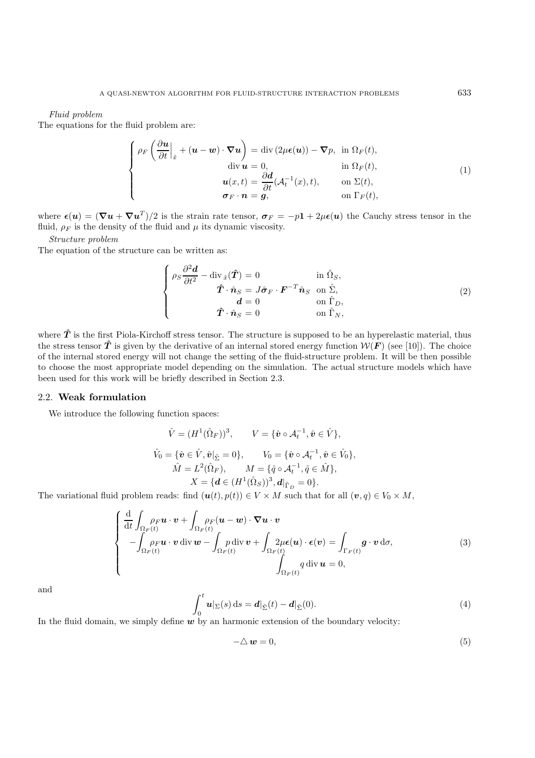*Fluid problem*
The equations for the fluid problem are:

$$
\left\{
\begin{aligned}
\rho_F \left( \frac{\partial \boldsymbol{u}}{\partial t}\Big|_{\hat{x}} + (\boldsymbol{u} - \boldsymbol{w}) \cdot \boldsymbol{\nabla} \boldsymbol{u} \right) &= \operatorname{div}\left(2\mu \boldsymbol{\epsilon}(\boldsymbol{u})\right) - \boldsymbol{\nabla} p, && \text{in } \Omega_F(t), \\
\operatorname{div} \boldsymbol{u} &= 0, && \text{in } \Omega_F(t), \\
\boldsymbol{u}(x,t) &= \frac{\partial \boldsymbol{d}}{\partial t}(\mathcal{A}_t^{-1}(x), t), && \text{on } \Sigma(t), \\
\boldsymbol{\sigma}_F \cdot \boldsymbol{n} &= \boldsymbol{g}, && \text{on } \Gamma_F(t),
\end{aligned}
\right.
\tag{1}
$$

where $\boldsymbol{\epsilon}(\boldsymbol{u}) = (\boldsymbol{\nabla} \boldsymbol{u} + \boldsymbol{\nabla} \boldsymbol{u}^T)/2$ is the strain rate tensor, $\boldsymbol{\sigma}_F = -p\mathbf{1} + 2\mu\boldsymbol{\epsilon}(\boldsymbol{u})$ the Cauchy stress tensor in the fluid, $\rho_F$ is the density of the fluid and $\mu$ its dynamic viscosity.

*Structure problem*
The equation of the structure can be written as:

$$
\left\{
\begin{aligned}
\rho_S \frac{\partial^2 \boldsymbol{d}}{\partial t^2} - \operatorname{div}_{\hat{x}}(\hat{\boldsymbol{T}}) &= 0 && \text{in } \hat{\Omega}_S, \\
\hat{\boldsymbol{T}} \cdot \hat{\boldsymbol{n}}_S &= J \hat{\boldsymbol{\sigma}}_F \cdot \boldsymbol{F}^{-T} \hat{\boldsymbol{n}}_S && \text{on } \hat{\Sigma}, \\
\boldsymbol{d} &= 0 && \text{on } \hat{\Gamma}_D, \\
\hat{\boldsymbol{T}} \cdot \hat{\boldsymbol{n}}_S &= 0 && \text{on } \hat{\Gamma}_N,
\end{aligned}
\right.
\tag{2}
$$

where $\hat{\boldsymbol{T}}$ is the first Piola-Kirchoff stress tensor. The structure is supposed to be an hyperelastic material, thus the stress tensor $\hat{\boldsymbol{T}}$ is given by the derivative of an internal stored energy function $\mathcal{W}(\boldsymbol{F})$ (see [10]). The choice of the internal stored energy will not change the setting of the fluid-structure problem. It will be then possible to choose the most appropriate model depending on the simulation. The actual structure models which have been used for this work will be briefly described in Section 2.3.

## 2.2. Weak formulation

We introduce the following function spaces:

$$
\hat{V} = (H^1(\hat{\Omega}_F))^3, \qquad V = \{\hat{\boldsymbol{v}} \circ \mathcal{A}_t^{-1}, \hat{\boldsymbol{v}} \in \hat{V}\},
$$

$$
\hat{V}_0 = \{\hat{\boldsymbol{v}} \in \hat{V}, \hat{\boldsymbol{v}}|_{\hat{\Sigma}} = 0\}, \qquad V_0 = \{\hat{\boldsymbol{v}} \circ \mathcal{A}_t^{-1}, \hat{\boldsymbol{v}} \in \hat{V}_0\},
$$

$$
\hat{M} = L^2(\hat{\Omega}_F), \qquad M = \{\hat{q} \circ \mathcal{A}_t^{-1}, \hat{q} \in \hat{M}\},
$$

$$
X = \{\boldsymbol{d} \in (H^1(\hat{\Omega}_S))^3, \boldsymbol{d}|_{\hat{\Gamma}_D} = 0\}.
$$

The variational fluid problem reads: find $(\boldsymbol{u}(t), p(t)) \in V \times M$ such that for all $(\boldsymbol{v}, q) \in V_0 \times M$,

$$
\left\{
\begin{aligned}
&\frac{\mathrm{d}}{\mathrm{d}t} \int_{\Omega_F(t)} \rho_F \boldsymbol{u} \cdot \boldsymbol{v} + \int_{\Omega_F(t)} \rho_F (\boldsymbol{u} - \boldsymbol{w}) \cdot \boldsymbol{\nabla} \boldsymbol{u} \cdot \boldsymbol{v} \\
&- \int_{\Omega_F(t)} \rho_F \boldsymbol{u} \cdot \boldsymbol{v} \operatorname{div} \boldsymbol{w} - \int_{\Omega_F(t)} p \operatorname{div} \boldsymbol{v} + \int_{\Omega_F(t)} 2\mu \boldsymbol{\epsilon}(\boldsymbol{u}) \cdot \boldsymbol{\epsilon}(\boldsymbol{v}) = \int_{\Gamma_F(t)} \boldsymbol{g} \cdot \boldsymbol{v} \, \mathrm{d}\sigma, \\
&\int_{\Omega_F(t)} q \operatorname{div} \boldsymbol{u} = 0,
\end{aligned}
\right.
\tag{3}
$$

and

$$
\int_0^t \boldsymbol{u}|_{\Sigma}(s) \, \mathrm{d}s = \boldsymbol{d}|_{\hat{\Sigma}}(t) - \boldsymbol{d}|_{\hat{\Sigma}}(0).
\tag{4}
$$

In the fluid domain, we simply define $\boldsymbol{w}$ by an harmonic extension of the boundary velocity:

$$
-\triangle \boldsymbol{w} = 0,
\tag{5}
$$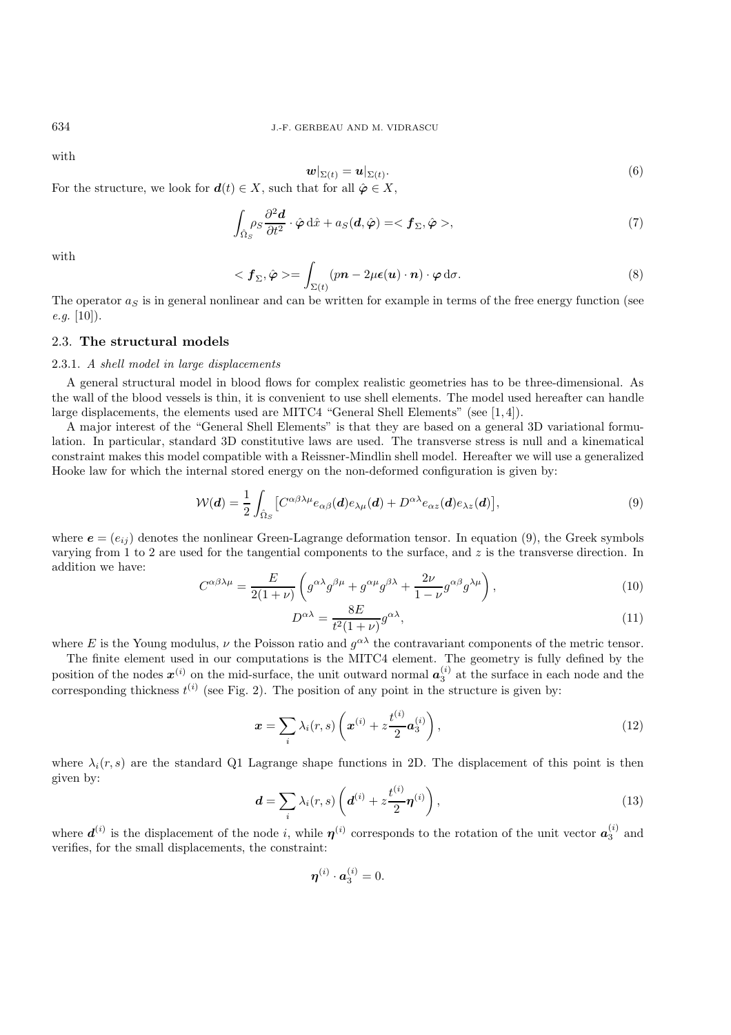with

$$
\boldsymbol{w}|_{\Sigma(t)} = \boldsymbol{u}|_{\Sigma(t)}. \tag{6}
$$

For the structure, we look for $\boldsymbol{d}(t) \in X$, such that for all $\hat{\boldsymbol{\varphi}} \in X$,

$$
\int_{\hat{\Omega}_S} \rho_S \frac{\partial^2 \boldsymbol{d}}{\partial t^2} \cdot \hat{\boldsymbol{\varphi}} \, \mathrm{d}\hat{x} + a_S(\boldsymbol{d}, \hat{\boldsymbol{\varphi}}) = < \boldsymbol{f}_\Sigma, \hat{\boldsymbol{\varphi}} >, \tag{7}
$$

with

$$
< \boldsymbol{f}_\Sigma, \hat{\boldsymbol{\varphi}} > = \int_{\Sigma(t)} (p\boldsymbol{n} - 2\mu \boldsymbol{\epsilon}(\boldsymbol{u}) \cdot \boldsymbol{n}) \cdot \boldsymbol{\varphi} \, \mathrm{d}\sigma. \tag{8}
$$

The operator $a_S$ is in general nonlinear and can be written for example in terms of the free energy function (see *e.g.* [10]).

## 2.3. The structural models

### 2.3.1. *A shell model in large displacements*

A general structural model in blood flows for complex realistic geometries has to be three-dimensional. As the wall of the blood vessels is thin, it is convenient to use shell elements. The model used hereafter can handle large displacements, the elements used are MITC4 "General Shell Elements" (see [1, 4]).

A major interest of the "General Shell Elements" is that they are based on a general 3D variational formulation. In particular, standard 3D constitutive laws are used. The transverse stress is null and a kinematical constraint makes this model compatible with a Reissner-Mindlin shell model. Hereafter we will use a generalized Hooke law for which the internal stored energy on the non-deformed configuration is given by:

$$
\mathcal{W}(\boldsymbol{d}) = \frac{1}{2} \int_{\hat{\Omega}_S} \left[ C^{\alpha\beta\lambda\mu} e_{\alpha\beta}(\boldsymbol{d}) e_{\lambda\mu}(\boldsymbol{d}) + D^{\alpha\lambda} e_{\alpha z}(\boldsymbol{d}) e_{\lambda z}(\boldsymbol{d}) \right], \tag{9}
$$

where $\boldsymbol{e} = (e_{ij})$ denotes the nonlinear Green-Lagrange deformation tensor. In equation (9), the Greek symbols varying from 1 to 2 are used for the tangential components to the surface, and $z$ is the transverse direction. In addition we have:

$$
C^{\alpha\beta\lambda\mu} = \frac{E}{2(1+\nu)} \left( g^{\alpha\lambda} g^{\beta\mu} + g^{\alpha\mu} g^{\beta\lambda} + \frac{2\nu}{1-\nu} g^{\alpha\beta} g^{\lambda\mu} \right), \tag{10}
$$

$$
D^{\alpha\lambda} = \frac{8E}{t^2(1+\nu)} g^{\alpha\lambda}, \tag{11}
$$

where $E$ is the Young modulus, $\nu$ the Poisson ratio and $g^{\alpha\lambda}$ the contravariant components of the metric tensor.

The finite element used in our computations is the MITC4 element. The geometry is fully defined by the position of the nodes $\boldsymbol{x}^{(i)}$ on the mid-surface, the unit outward normal $\boldsymbol{a}_3^{(i)}$ at the surface in each node and the corresponding thickness $t^{(i)}$ (see Fig. 2). The position of any point in the structure is given by:

$$
\boldsymbol{x} = \sum_i \lambda_i(r,s) \left( \boldsymbol{x}^{(i)} + z \frac{t^{(i)}}{2} \boldsymbol{a}_3^{(i)} \right), \tag{12}
$$

where $\lambda_i(r,s)$ are the standard Q1 Lagrange shape functions in 2D. The displacement of this point is then given by:

$$
\boldsymbol{d} = \sum_i \lambda_i(r,s) \left( \boldsymbol{d}^{(i)} + z \frac{t^{(i)}}{2} \boldsymbol{\eta}^{(i)} \right), \tag{13}
$$

where $\boldsymbol{d}^{(i)}$ is the displacement of the node $i$, while $\boldsymbol{\eta}^{(i)}$ corresponds to the rotation of the unit vector $\boldsymbol{a}_3^{(i)}$ and verifies, for the small displacements, the constraint:

$$
\boldsymbol{\eta}^{(i)} \cdot \boldsymbol{a}_3^{(i)} = 0.
$$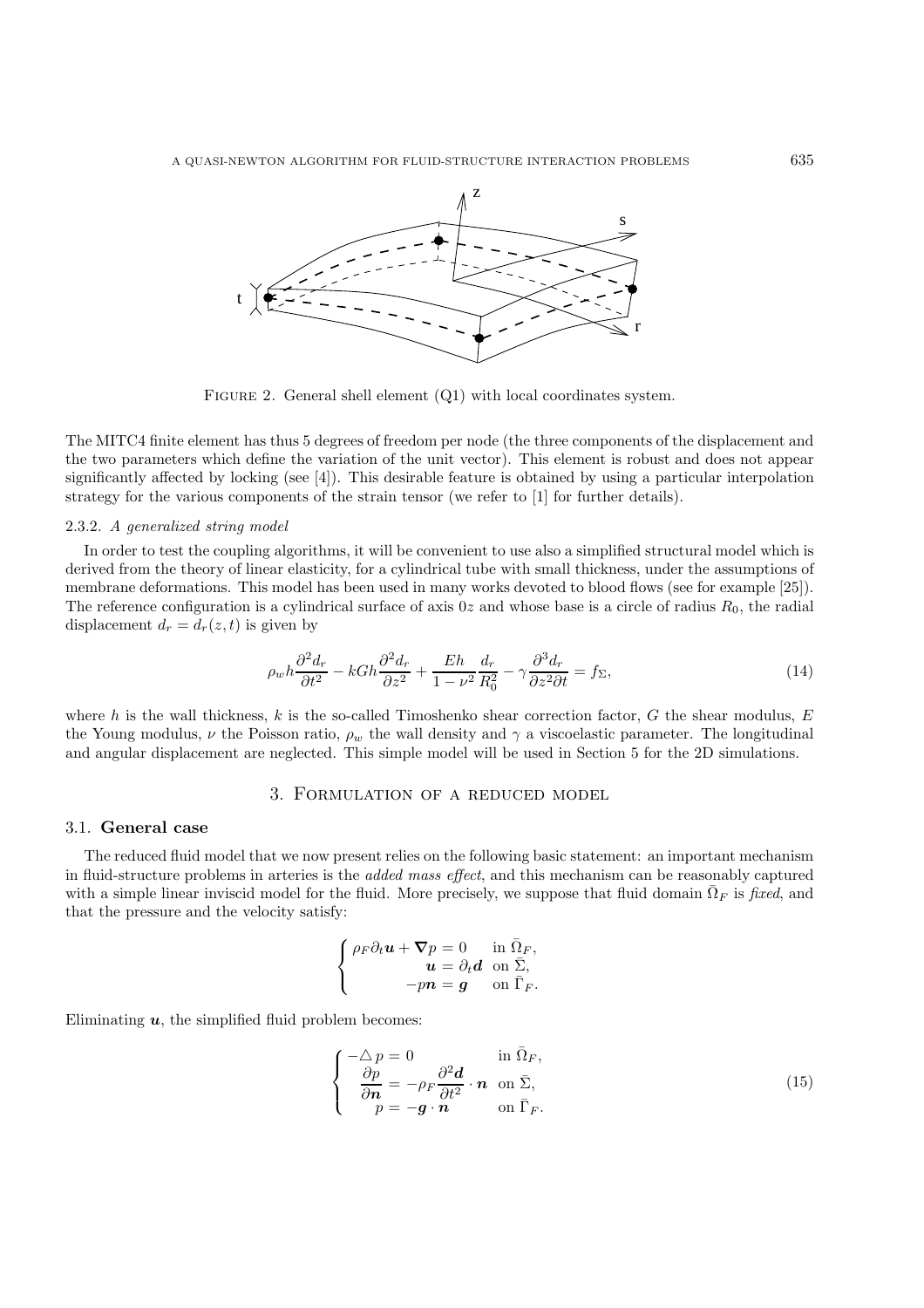FIGURE 2. General shell element (Q1) with local coordinates system.

The MITC4 finite element has thus 5 degrees of freedom per node (the three components of the displacement and the two parameters which define the variation of the unit vector). This element is robust and does not appear significantly affected by locking (see [4]). This desirable feature is obtained by using a particular interpolation strategy for the various components of the strain tensor (we refer to [1] for further details).

#### 2.3.2. *A generalized string model*

In order to test the coupling algorithms, it will be convenient to use also a simplified structural model which is derived from the theory of linear elasticity, for a cylindrical tube with small thickness, under the assumptions of membrane deformations. This model has been used in many works devoted to blood flows (see for example [25]). The reference configuration is a cylindrical surface of axis $0z$ and whose base is a circle of radius $R_0$, the radial displacement $d_r = d_r(z,t)$ is given by

$$\rho_w h \frac{\partial^2 d_r}{\partial t^2} - kGh \frac{\partial^2 d_r}{\partial z^2} + \frac{Eh}{1-\nu^2} \frac{d_r}{R_0^2} - \gamma \frac{\partial^3 d_r}{\partial z^2 \partial t} = f_\Sigma, \tag{14}$$

where $h$ is the wall thickness, $k$ is the so-called Timoshenko shear correction factor, $G$ the shear modulus, $E$ the Young modulus, $\nu$ the Poisson ratio, $\rho_w$ the wall density and $\gamma$ a viscoelastic parameter. The longitudinal and angular displacement are neglected. This simple model will be used in Section 5 for the 2D simulations.

## 3. Formulation of a reduced model

### 3.1. General case

The reduced fluid model that we now present relies on the following basic statement: an important mechanism in fluid-structure problems in arteries is the *added mass effect*, and this mechanism can be reasonably captured with a simple linear inviscid model for the fluid. More precisely, we suppose that fluid domain $\bar{\Omega}_F$ is *fixed*, and that the pressure and the velocity satisfy:

$$\begin{cases} \rho_F \partial_t \boldsymbol{u} + \boldsymbol{\nabla} p = 0 & \text{in } \bar{\Omega}_F, \\ \boldsymbol{u} = \partial_t \boldsymbol{d} & \text{on } \bar{\Sigma}, \\ -p\boldsymbol{n} = \boldsymbol{g} & \text{on } \bar{\Gamma}_F. \end{cases}$$

Eliminating $\boldsymbol{u}$, the simplified fluid problem becomes:

$$\begin{cases} -\triangle p = 0 & \text{in } \bar{\Omega}_F, \\ \dfrac{\partial p}{\partial \boldsymbol{n}} = -\rho_F \dfrac{\partial^2 \boldsymbol{d}}{\partial t^2} \cdot \boldsymbol{n} & \text{on } \bar{\Sigma}, \\ p = -\boldsymbol{g} \cdot \boldsymbol{n} & \text{on } \bar{\Gamma}_F. \end{cases} \tag{15}$$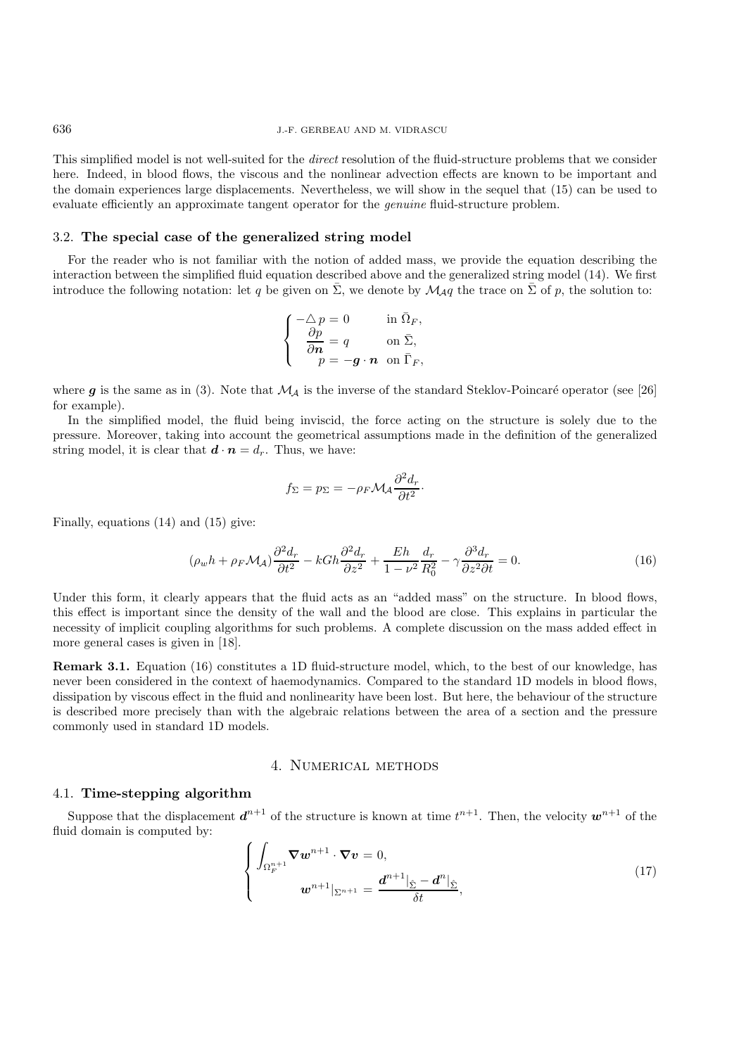This simplified model is not well-suited for the *direct* resolution of the fluid-structure problems that we consider here. Indeed, in blood flows, the viscous and the nonlinear advection effects are known to be important and the domain experiences large displacements. Nevertheless, we will show in the sequel that (15) can be used to evaluate efficiently an approximate tangent operator for the *genuine* fluid-structure problem.

### 3.2. **The special case of the generalized string model**

For the reader who is not familiar with the notion of added mass, we provide the equation describing the interaction between the simplified fluid equation described above and the generalized string model (14). We first introduce the following notation: let $q$ be given on $\bar{\Sigma}$, we denote by $\mathcal{M}_{\mathcal{A}}q$ the trace on $\bar{\Sigma}$ of $p$, the solution to:

$$\begin{cases} -\triangle p = 0 & \text{in } \bar{\Omega}_F, \\ \dfrac{\partial p}{\partial \boldsymbol{n}} = q & \text{on } \bar{\Sigma}, \\ p = -\boldsymbol{g} \cdot \boldsymbol{n} & \text{on } \bar{\Gamma}_F, \end{cases}$$

where $\boldsymbol{g}$ is the same as in (3). Note that $\mathcal{M}_{\mathcal{A}}$ is the inverse of the standard Steklov-Poincaré operator (see [26] for example).

In the simplified model, the fluid being inviscid, the force acting on the structure is solely due to the pressure. Moreover, taking into account the geometrical assumptions made in the definition of the generalized string model, it is clear that $\boldsymbol{d} \cdot \boldsymbol{n} = d_r$. Thus, we have:

$$f_\Sigma = p_\Sigma = -\rho_F \mathcal{M}_{\mathcal{A}} \frac{\partial^2 d_r}{\partial t^2}\cdot$$

Finally, equations (14) and (15) give:

$$(\rho_w h + \rho_F \mathcal{M}_{\mathcal{A}}) \frac{\partial^2 d_r}{\partial t^2} - kGh \frac{\partial^2 d_r}{\partial z^2} + \frac{Eh}{1-\nu^2} \frac{d_r}{R_0^2} - \gamma \frac{\partial^3 d_r}{\partial z^2 \partial t} = 0. \tag{16}$$

Under this form, it clearly appears that the fluid acts as an "added mass" on the structure. In blood flows, this effect is important since the density of the wall and the blood are close. This explains in particular the necessity of implicit coupling algorithms for such problems. A complete discussion on the mass added effect in more general cases is given in [18].

**Remark 3.1.** Equation (16) constitutes a 1D fluid-structure model, which, to the best of our knowledge, has never been considered in the context of haemodynamics. Compared to the standard 1D models in blood flows, dissipation by viscous effect in the fluid and nonlinearity have been lost. But here, the behaviour of the structure is described more precisely than with the algebraic relations between the area of a section and the pressure commonly used in standard 1D models.

## 4. Numerical methods

### 4.1. **Time-stepping algorithm**

Suppose that the displacement $\boldsymbol{d}^{n+1}$ of the structure is known at time $t^{n+1}$. Then, the velocity $\boldsymbol{w}^{n+1}$ of the fluid domain is computed by:

$$\begin{cases} \displaystyle\int_{\Omega_F^{n+1}} \boldsymbol{\nabla} \boldsymbol{w}^{n+1} \cdot \boldsymbol{\nabla} \boldsymbol{v} = 0, \\ \qquad \boldsymbol{w}^{n+1}|_{\Sigma^{n+1}} = \dfrac{\boldsymbol{d}^{n+1}|_{\hat{\Sigma}} - \boldsymbol{d}^n|_{\hat{\Sigma}}}{\delta t}, \end{cases} \tag{17}$$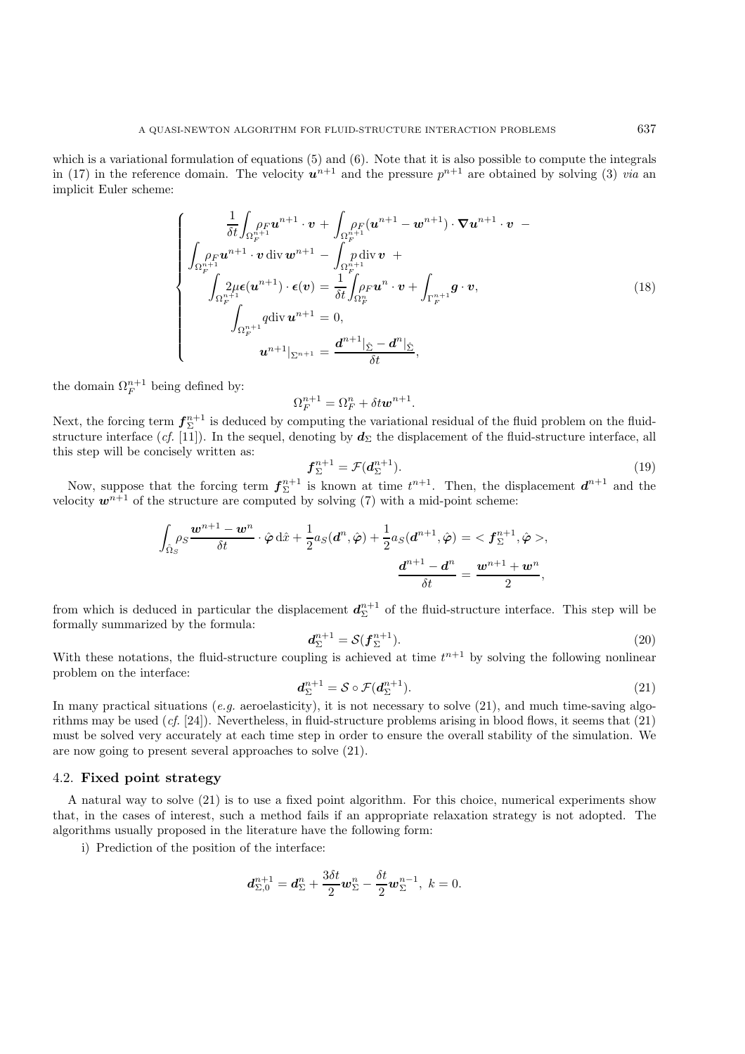which is a variational formulation of equations (5) and (6). Note that it is also possible to compute the integrals in (17) in the reference domain. The velocity $\boldsymbol{u}^{n+1}$ and the pressure $p^{n+1}$ are obtained by solving (3) *via* an implicit Euler scheme:

$$
\left\{
\begin{aligned}
&\frac{1}{\delta t}\int_{\Omega_F^{n+1}} \rho_F \boldsymbol{u}^{n+1}\cdot\boldsymbol{v} + \int_{\Omega_F^{n+1}} \rho_F(\boldsymbol{u}^{n+1}-\boldsymbol{w}^{n+1})\cdot\boldsymbol{\nabla}\boldsymbol{u}^{n+1}\cdot\boldsymbol{v} \; - \\
&\int_{\Omega_F^{n+1}} \rho_F \boldsymbol{u}^{n+1}\cdot\boldsymbol{v}\,\mathrm{div}\,\boldsymbol{w}^{n+1} - \int_{\Omega_F^{n+1}} p\,\mathrm{div}\,\boldsymbol{v} \; + \\
&\int_{\Omega_F^{n+1}} 2\mu\boldsymbol{\epsilon}(\boldsymbol{u}^{n+1})\cdot\boldsymbol{\epsilon}(\boldsymbol{v}) = \frac{1}{\delta t}\int_{\Omega_F^{n}} \rho_F\boldsymbol{u}^{n}\cdot\boldsymbol{v} + \int_{\Gamma_F^{n+1}} \boldsymbol{g}\cdot\boldsymbol{v}, \\
&\int_{\Omega_F^{n+1}} q\,\mathrm{div}\,\boldsymbol{u}^{n+1} = 0, \\
&\boldsymbol{u}^{n+1}|_{\Sigma^{n+1}} = \frac{\boldsymbol{d}^{n+1}|_{\hat{\Sigma}} - \boldsymbol{d}^{n}|_{\hat{\Sigma}}}{\delta t},
\end{aligned}
\right.
\tag{18}
$$

the domain $\Omega_F^{n+1}$ being defined by:

$$\Omega_F^{n+1} = \Omega_F^n + \delta t \boldsymbol{w}^{n+1}.$$

Next, the forcing term $\boldsymbol{f}_\Sigma^{n+1}$ is deduced by computing the variational residual of the fluid problem on the fluid-structure interface (*cf.* [11]). In the sequel, denoting by $\boldsymbol{d}_\Sigma$ the displacement of the fluid-structure interface, all this step will be concisely written as:

$$\boldsymbol{f}_\Sigma^{n+1} = \mathcal{F}(\boldsymbol{d}_\Sigma^{n+1}). \tag{19}$$

Now, suppose that the forcing term $\boldsymbol{f}_\Sigma^{n+1}$ is known at time $t^{n+1}$. Then, the displacement $\boldsymbol{d}^{n+1}$ and the velocity $\boldsymbol{w}^{n+1}$ of the structure are computed by solving (7) with a mid-point scheme:

$$
\begin{aligned}
\int_{\hat{\Omega}_S} \rho_S \frac{\boldsymbol{w}^{n+1}-\boldsymbol{w}^n}{\delta t}\cdot\hat{\boldsymbol{\varphi}}\,\mathrm{d}\hat{x} + \frac{1}{2}a_S(\boldsymbol{d}^n,\hat{\boldsymbol{\varphi}}) + \frac{1}{2}a_S(\boldsymbol{d}^{n+1},\hat{\boldsymbol{\varphi}}) &= <\boldsymbol{f}_\Sigma^{n+1},\hat{\boldsymbol{\varphi}}>, \\
\frac{\boldsymbol{d}^{n+1}-\boldsymbol{d}^n}{\delta t} &= \frac{\boldsymbol{w}^{n+1}+\boldsymbol{w}^n}{2},
\end{aligned}
$$

from which is deduced in particular the displacement $\boldsymbol{d}_\Sigma^{n+1}$ of the fluid-structure interface. This step will be formally summarized by the formula:

$$\boldsymbol{d}_\Sigma^{n+1} = \mathcal{S}(\boldsymbol{f}_\Sigma^{n+1}). \tag{20}$$

With these notations, the fluid-structure coupling is achieved at time $t^{n+1}$ by solving the following nonlinear problem on the interface:

$$\boldsymbol{d}_\Sigma^{n+1} = \mathcal{S}\circ\mathcal{F}(\boldsymbol{d}_\Sigma^{n+1}). \tag{21}$$

In many practical situations (*e.g.* aeroelasticity), it is not necessary to solve (21), and much time-saving algorithms may be used (*cf.* [24]). Nevertheless, in fluid-structure problems arising in blood flows, it seems that (21) must be solved very accurately at each time step in order to ensure the overall stability of the simulation. We are now going to present several approaches to solve (21).

## 4.2. Fixed point strategy

A natural way to solve (21) is to use a fixed point algorithm. For this choice, numerical experiments show that, in the cases of interest, such a method fails if an appropriate relaxation strategy is not adopted. The algorithms usually proposed in the literature have the following form:

i) Prediction of the position of the interface:

$$\boldsymbol{d}_{\Sigma,0}^{n+1} = \boldsymbol{d}_\Sigma^n + \frac{3\delta t}{2}\boldsymbol{w}_\Sigma^n - \frac{\delta t}{2}\boldsymbol{w}_\Sigma^{n-1},\ k=0.$$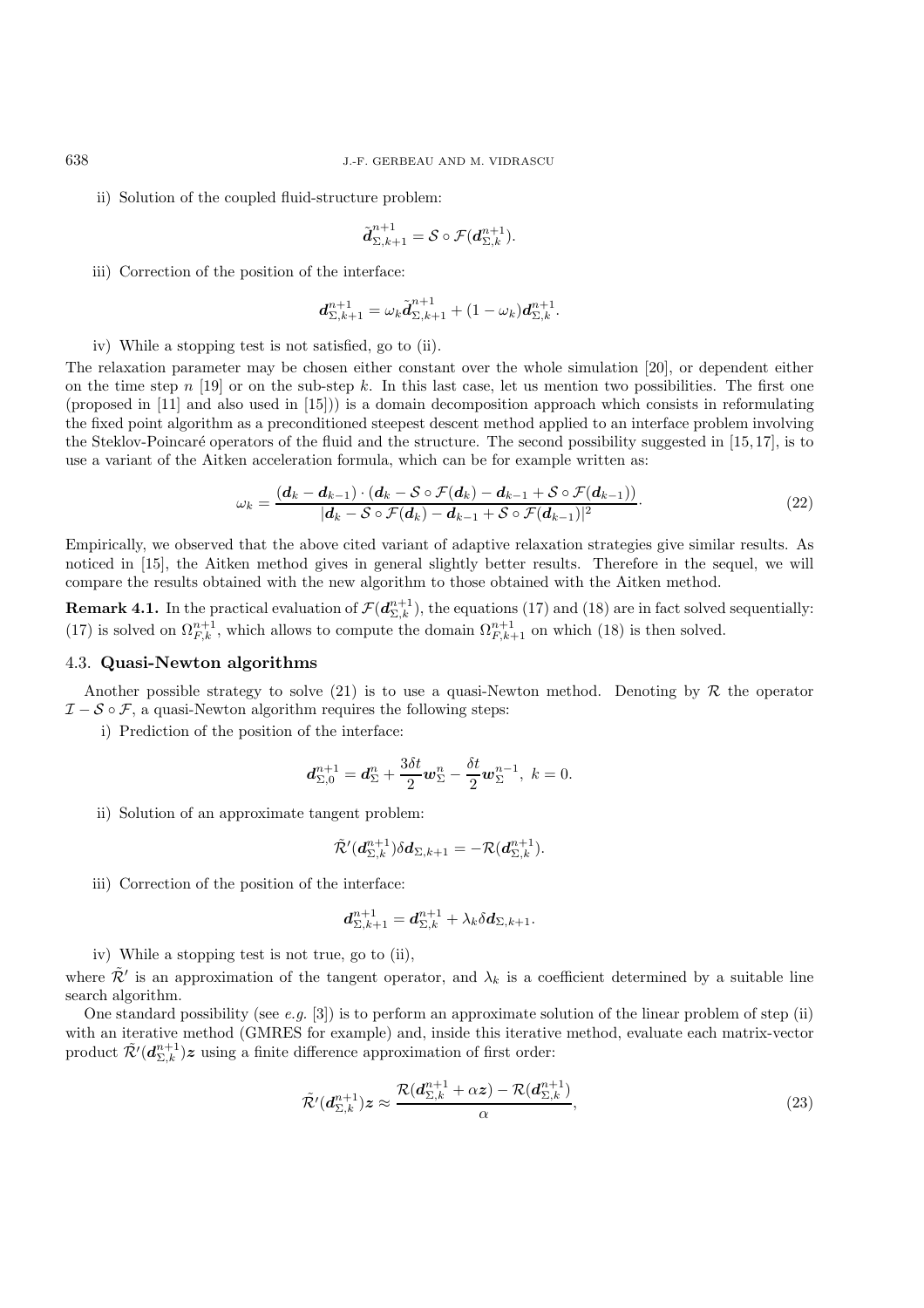ii) Solution of the coupled fluid-structure problem:

$$\tilde{\boldsymbol{d}}_{\Sigma,k+1}^{n+1} = \mathcal{S} \circ \mathcal{F}(\boldsymbol{d}_{\Sigma,k}^{n+1}).$$

iii) Correction of the position of the interface:

$$\boldsymbol{d}_{\Sigma,k+1}^{n+1} = \omega_k \tilde{\boldsymbol{d}}_{\Sigma,k+1}^{n+1} + (1-\omega_k)\boldsymbol{d}_{\Sigma,k}^{n+1}.$$

iv) While a stopping test is not satisfied, go to (ii).

The relaxation parameter may be chosen either constant over the whole simulation [20], or dependent either on the time step $n$ [19] or on the sub-step $k$. In this last case, let us mention two possibilities. The first one (proposed in [11] and also used in [15])) is a domain decomposition approach which consists in reformulating the fixed point algorithm as a preconditioned steepest descent method applied to an interface problem involving the Steklov-Poincaré operators of the fluid and the structure. The second possibility suggested in [15,17], is to use a variant of the Aitken acceleration formula, which can be for example written as:

$$\omega_k = \frac{(\boldsymbol{d}_k - \boldsymbol{d}_{k-1}) \cdot (\boldsymbol{d}_k - \mathcal{S} \circ \mathcal{F}(\boldsymbol{d}_k) - \boldsymbol{d}_{k-1} + \mathcal{S} \circ \mathcal{F}(\boldsymbol{d}_{k-1}))}{|\boldsymbol{d}_k - \mathcal{S} \circ \mathcal{F}(\boldsymbol{d}_k) - \boldsymbol{d}_{k-1} + \mathcal{S} \circ \mathcal{F}(\boldsymbol{d}_{k-1})|^2}\cdot \tag{22}$$

Empirically, we observed that the above cited variant of adaptive relaxation strategies give similar results. As noticed in [15], the Aitken method gives in general slightly better results. Therefore in the sequel, we will compare the results obtained with the new algorithm to those obtained with the Aitken method.

**Remark 4.1.** In the practical evaluation of $\mathcal{F}(\boldsymbol{d}_{\Sigma,k}^{n+1})$, the equations (17) and (18) are in fact solved sequentially: (17) is solved on $\Omega_{F,k}^{n+1}$, which allows to compute the domain $\Omega_{F,k+1}^{n+1}$ on which (18) is then solved.

### 4.3. Quasi-Newton algorithms

Another possible strategy to solve (21) is to use a quasi-Newton method. Denoting by $\mathcal{R}$ the operator $\mathcal{I} - \mathcal{S} \circ \mathcal{F}$, a quasi-Newton algorithm requires the following steps:

i) Prediction of the position of the interface:

$$\boldsymbol{d}_{\Sigma,0}^{n+1} = \boldsymbol{d}_{\Sigma}^{n} + \frac{3\delta t}{2}\boldsymbol{w}_{\Sigma}^{n} - \frac{\delta t}{2}\boldsymbol{w}_{\Sigma}^{n-1},\ k=0.$$

ii) Solution of an approximate tangent problem:

$$\tilde{\mathcal{R}}'(\boldsymbol{d}_{\Sigma,k}^{n+1})\delta \boldsymbol{d}_{\Sigma,k+1} = -\mathcal{R}(\boldsymbol{d}_{\Sigma,k}^{n+1}).$$

iii) Correction of the position of the interface:

$$\boldsymbol{d}_{\Sigma,k+1}^{n+1} = \boldsymbol{d}_{\Sigma,k}^{n+1} + \lambda_k \delta \boldsymbol{d}_{\Sigma,k+1}.$$

iv) While a stopping test is not true, go to (ii),

where $\tilde{\mathcal{R}}'$ is an approximation of the tangent operator, and $\lambda_k$ is a coefficient determined by a suitable line search algorithm.

One standard possibility (see *e.g.* [3]) is to perform an approximate solution of the linear problem of step (ii) with an iterative method (GMRES for example) and, inside this iterative method, evaluate each matrix-vector product $\tilde{\mathcal{R}}'(\boldsymbol{d}_{\Sigma,k}^{n+1})\boldsymbol{z}$ using a finite difference approximation of first order:

$$\tilde{\mathcal{R}}'(\boldsymbol{d}_{\Sigma,k}^{n+1})\boldsymbol{z} \approx \frac{\mathcal{R}(\boldsymbol{d}_{\Sigma,k}^{n+1} + \alpha \boldsymbol{z}) - \mathcal{R}(\boldsymbol{d}_{\Sigma,k}^{n+1})}{\alpha}, \tag{23}$$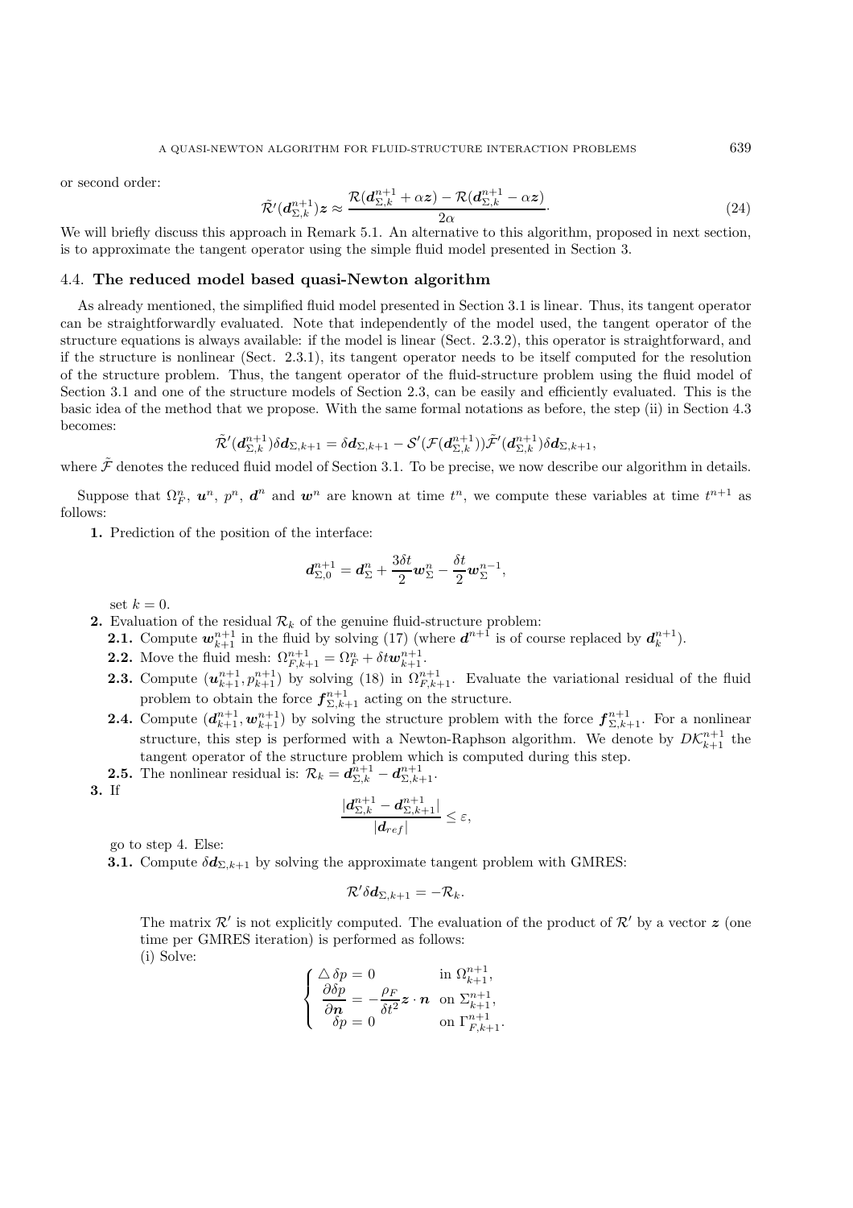or second order:

$$\tilde{\mathcal{R}}'(\boldsymbol{d}_{\Sigma,k}^{n+1})\boldsymbol{z} \approx \frac{\mathcal{R}(\boldsymbol{d}_{\Sigma,k}^{n+1} + \alpha \boldsymbol{z}) - \mathcal{R}(\boldsymbol{d}_{\Sigma,k}^{n+1} - \alpha \boldsymbol{z})}{2\alpha}. \tag{24}$$

We will briefly discuss this approach in Remark 5.1. An alternative to this algorithm, proposed in next section, is to approximate the tangent operator using the simple fluid model presented in Section 3.

### 4.4. **The reduced model based quasi-Newton algorithm**

As already mentioned, the simplified fluid model presented in Section 3.1 is linear. Thus, its tangent operator can be straightforwardly evaluated. Note that independently of the model used, the tangent operator of the structure equations is always available: if the model is linear (Sect. 2.3.2), this operator is straightforward, and if the structure is nonlinear (Sect. 2.3.1), its tangent operator needs to be itself computed for the resolution of the structure problem. Thus, the tangent operator of the fluid-structure problem using the fluid model of Section 3.1 and one of the structure models of Section 2.3, can be easily and efficiently evaluated. This is the basic idea of the method that we propose. With the same formal notations as before, the step (ii) in Section 4.3 becomes:

$$\tilde{\mathcal{R}}'(\boldsymbol{d}_{\Sigma,k}^{n+1})\delta \boldsymbol{d}_{\Sigma,k+1} = \delta \boldsymbol{d}_{\Sigma,k+1} - \mathcal{S}'(\mathcal{F}(\boldsymbol{d}_{\Sigma,k}^{n+1}))\tilde{\mathcal{F}}'(\boldsymbol{d}_{\Sigma,k}^{n+1})\delta \boldsymbol{d}_{\Sigma,k+1},$$

where $\tilde{\mathcal{F}}$ denotes the reduced fluid model of Section 3.1. To be precise, we now describe our algorithm in details.

Suppose that $\Omega_F^n$, $\boldsymbol{u}^n$, $p^n$, $\boldsymbol{d}^n$ and $\boldsymbol{w}^n$ are known at time $t^n$, we compute these variables at time $t^{n+1}$ as follows:

**1.** Prediction of the position of the interface:

$$\boldsymbol{d}_{\Sigma,0}^{n+1} = \boldsymbol{d}_{\Sigma}^{n} + \frac{3\delta t}{2}\boldsymbol{w}_{\Sigma}^{n} - \frac{\delta t}{2}\boldsymbol{w}_{\Sigma}^{n-1},$$

set $k = 0$.

**2.** Evaluation of the residual $\mathcal{R}_k$ of the genuine fluid-structure problem:

**2.1.** Compute $\boldsymbol{w}_{k+1}^{n+1}$ in the fluid by solving (17) (where $\boldsymbol{d}^{n+1}$ is of course replaced by $\boldsymbol{d}_k^{n+1}$).

**2.2.** Move the fluid mesh: $\Omega_{F,k+1}^{n+1} = \Omega_F^n + \delta t \boldsymbol{w}_{k+1}^{n+1}$.

**2.3.** Compute $(\boldsymbol{u}_{k+1}^{n+1}, p_{k+1}^{n+1})$ by solving (18) in $\Omega_{F,k+1}^{n+1}$. Evaluate the variational residual of the fluid problem to obtain the force $\boldsymbol{f}_{\Sigma,k+1}^{n+1}$ acting on the structure.

**2.4.** Compute $(\boldsymbol{d}_{k+1}^{n+1}, \boldsymbol{w}_{k+1}^{n+1})$ by solving the structure problem with the force $\boldsymbol{f}_{\Sigma,k+1}^{n+1}$. For a nonlinear structure, this step is performed with a Newton-Raphson algorithm. We denote by $D\mathcal{K}_{k+1}^{n+1}$ the tangent operator of the structure problem which is computed during this step.

**2.5.** The nonlinear residual is: $\mathcal{R}_k = \boldsymbol{d}_{\Sigma,k}^{n+1} - \boldsymbol{d}_{\Sigma,k+1}^{n+1}$.

**3.** If

$$\frac{|\boldsymbol{d}_{\Sigma,k}^{n+1} - \boldsymbol{d}_{\Sigma,k+1}^{n+1}|}{|\boldsymbol{d}_{ref}|} \le \varepsilon,$$

go to step 4. Else:

**3.1.** Compute $\delta \boldsymbol{d}_{\Sigma,k+1}$ by solving the approximate tangent problem with GMRES:

$$\mathcal{R}'\delta \boldsymbol{d}_{\Sigma,k+1} = -\mathcal{R}_k.$$

The matrix $\mathcal{R}'$ is not explicitly computed. The evaluation of the product of $\mathcal{R}'$ by a vector $\boldsymbol{z}$ (one time per GMRES iteration) is performed as follows:

(i) Solve:

$$\begin{cases} \triangle\, \delta p = 0 & \text{in } \Omega_{k+1}^{n+1}, \\ \dfrac{\partial \delta p}{\partial \boldsymbol{n}} = -\dfrac{\rho_F}{\delta t^2}\boldsymbol{z}\cdot\boldsymbol{n} & \text{on } \Sigma_{k+1}^{n+1}, \\ \delta p = 0 & \text{on } \Gamma_{F,k+1}^{n+1}. \end{cases}$$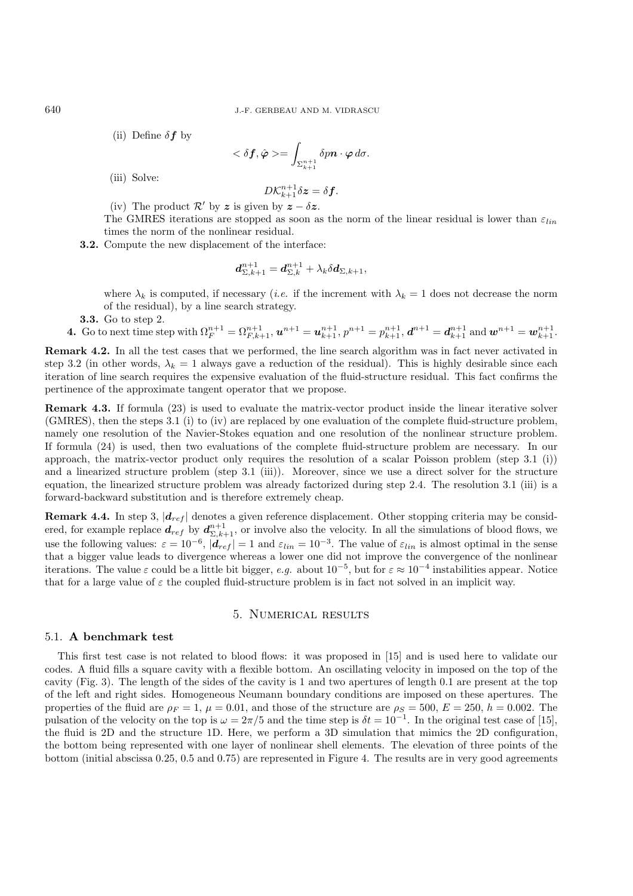(ii) Define $\delta \boldsymbol{f}$ by

$$< \delta \boldsymbol{f}, \hat{\boldsymbol{\varphi}} >= \int_{\Sigma_{k+1}^{n+1}} \delta p \boldsymbol{n} \cdot \boldsymbol{\varphi} \, d\sigma.$$

(iii) Solve:

$$D\mathcal{K}_{k+1}^{n+1} \delta \boldsymbol{z} = \delta \boldsymbol{f}.$$

(iv) The product $\mathcal{R}'$ by $\boldsymbol{z}$ is given by $\boldsymbol{z} - \delta \boldsymbol{z}$.

The GMRES iterations are stopped as soon as the norm of the linear residual is lower than $\varepsilon_{lin}$ times the norm of the nonlinear residual.

**3.2.** Compute the new displacement of the interface:

$$\boldsymbol{d}_{\Sigma,k+1}^{n+1} = \boldsymbol{d}_{\Sigma,k}^{n+1} + \lambda_k \delta \boldsymbol{d}_{\Sigma,k+1},$$

where $\lambda_k$ is computed, if necessary (*i.e.* if the increment with $\lambda_k = 1$ does not decrease the norm of the residual), by a line search strategy.

**3.3.** Go to step 2.

**4.** Go to next time step with $\Omega_F^{n+1} = \Omega_{F,k+1}^{n+1}$, $\boldsymbol{u}^{n+1} = \boldsymbol{u}_{k+1}^{n+1}$, $p^{n+1} = p_{k+1}^{n+1}$, $\boldsymbol{d}^{n+1} = \boldsymbol{d}_{k+1}^{n+1}$ and $\boldsymbol{w}^{n+1} = \boldsymbol{w}_{k+1}^{n+1}$.

**Remark 4.2.** In all the test cases that we performed, the line search algorithm was in fact never activated in step 3.2 (in other words, $\lambda_k = 1$ always gave a reduction of the residual). This is highly desirable since each iteration of line search requires the expensive evaluation of the fluid-structure residual. This fact confirms the pertinence of the approximate tangent operator that we propose.

**Remark 4.3.** If formula (23) is used to evaluate the matrix-vector product inside the linear iterative solver (GMRES), then the steps 3.1 (i) to (iv) are replaced by one evaluation of the complete fluid-structure problem, namely one resolution of the Navier-Stokes equation and one resolution of the nonlinear structure problem. If formula (24) is used, then two evaluations of the complete fluid-structure problem are necessary. In our approach, the matrix-vector product only requires the resolution of a scalar Poisson problem (step 3.1 (i)) and a linearized structure problem (step 3.1 (iii)). Moreover, since we use a direct solver for the structure equation, the linearized structure problem was already factorized during step 2.4. The resolution 3.1 (iii) is a forward-backward substitution and is therefore extremely cheap.

**Remark 4.4.** In step 3, $|\boldsymbol{d}_{ref}|$ denotes a given reference displacement. Other stopping criteria may be considered, for example replace $\boldsymbol{d}_{ref}$ by $\boldsymbol{d}_{\Sigma,k+1}^{n+1}$, or involve also the velocity. In all the simulations of blood flows, we use the following values: $\varepsilon = 10^{-6}$, $|\boldsymbol{d}_{ref}| = 1$ and $\varepsilon_{lin} = 10^{-3}$. The value of $\varepsilon_{lin}$ is almost optimal in the sense that a bigger value leads to divergence whereas a lower one did not improve the convergence of the nonlinear iterations. The value $\varepsilon$ could be a little bit bigger, *e.g.* about $10^{-5}$, but for $\varepsilon \approx 10^{-4}$ instabilities appear. Notice that for a large value of $\varepsilon$ the coupled fluid-structure problem is in fact not solved in an implicit way.

## 5. Numerical results

### 5.1. A benchmark test

This first test case is not related to blood flows: it was proposed in [15] and is used here to validate our codes. A fluid fills a square cavity with a flexible bottom. An oscillating velocity in imposed on the top of the cavity (Fig. 3). The length of the sides of the cavity is 1 and two apertures of length 0.1 are present at the top of the left and right sides. Homogeneous Neumann boundary conditions are imposed on these apertures. The properties of the fluid are $\rho_F = 1$, $\mu = 0.01$, and those of the structure are $\rho_S = 500$, $E = 250$, $h = 0.002$. The pulsation of the velocity on the top is $\omega = 2\pi/5$ and the time step is $\delta t = 10^{-1}$. In the original test case of [15], the fluid is 2D and the structure 1D. Here, we perform a 3D simulation that mimics the 2D configuration, the bottom being represented with one layer of nonlinear shell elements. The elevation of three points of the bottom (initial abscissa 0.25, 0.5 and 0.75) are represented in Figure 4. The results are in very good agreements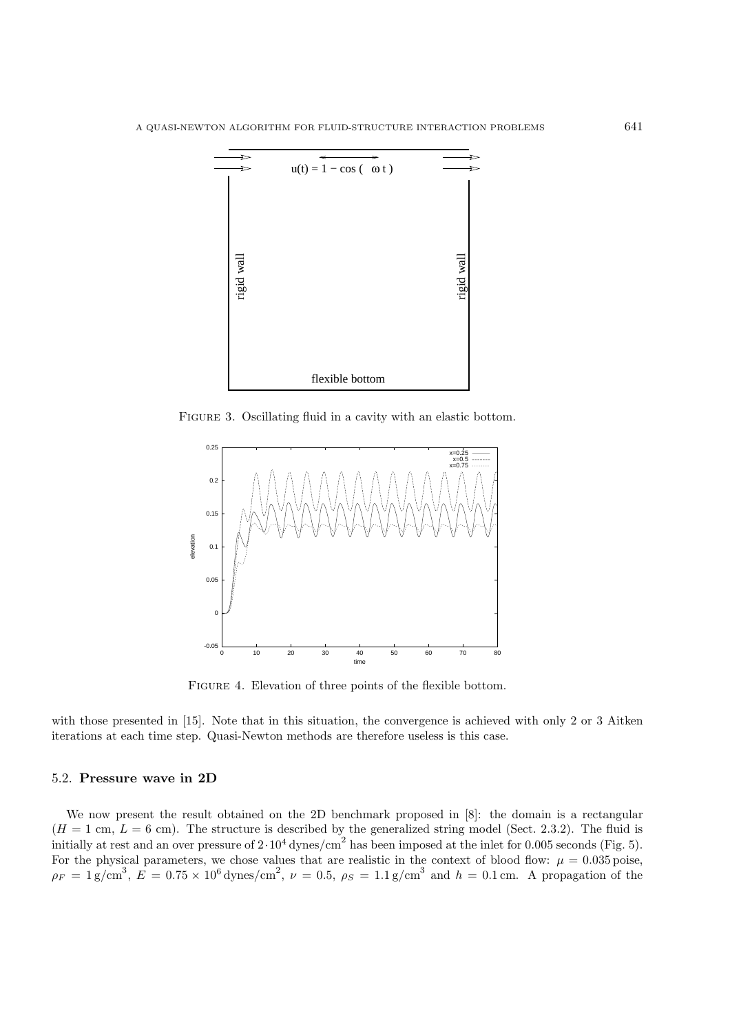FIGURE 3. Oscillating fluid in a cavity with an elastic bottom.

FIGURE 4. Elevation of three points of the flexible bottom.

with those presented in [15]. Note that in this situation, the convergence is achieved with only 2 or 3 Aitken iterations at each time step. Quasi-Newton methods are therefore useless is this case.

### 5.2. **Pressure wave in 2D**

We now present the result obtained on the 2D benchmark proposed in [8]: the domain is a rectangular ($H = 1$ cm, $L = 6$ cm). The structure is described by the generalized string model (Sect. 2.3.2). The fluid is initially at rest and an over pressure of $2 \cdot 10^4\,\text{dynes/cm}^2$ has been imposed at the inlet for 0.005 seconds (Fig. 5). For the physical parameters, we chose values that are realistic in the context of blood flow: $\mu = 0.035\,\text{poise}$, $\rho_F = 1\,\text{g/cm}^3$, $E = 0.75 \times 10^6\,\text{dynes/cm}^2$, $\nu = 0.5$, $\rho_S = 1.1\,\text{g/cm}^3$ and $h = 0.1\,\text{cm}$. A propagation of the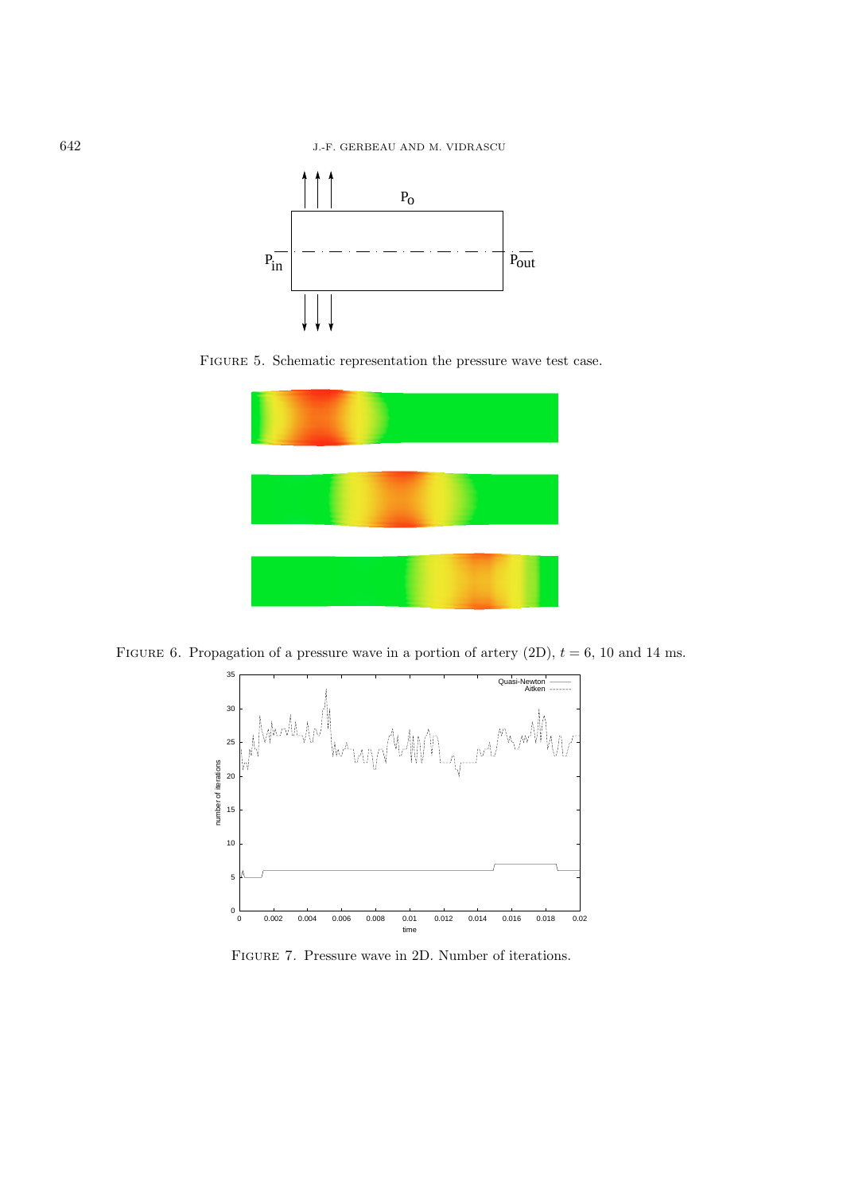FIGURE 5. Schematic representation the pressure wave test case.

FIGURE 6. Propagation of a pressure wave in a portion of artery (2D), $t = 6$, 10 and 14 ms.

FIGURE 7. Pressure wave in 2D. Number of iterations.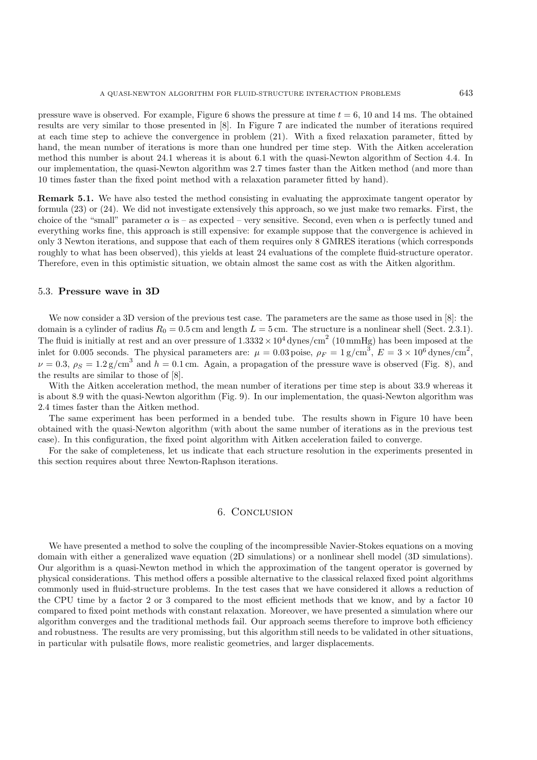pressure wave is observed. For example, Figure 6 shows the pressure at time $t = 6$, 10 and 14 ms. The obtained results are very similar to those presented in [8]. In Figure 7 are indicated the number of iterations required at each time step to achieve the convergence in problem (21). With a fixed relaxation parameter, fitted by hand, the mean number of iterations is more than one hundred per time step. With the Aitken acceleration method this number is about 24.1 whereas it is about 6.1 with the quasi-Newton algorithm of Section 4.4. In our implementation, the quasi-Newton algorithm was 2.7 times faster than the Aitken method (and more than 10 times faster than the fixed point method with a relaxation parameter fitted by hand).

**Remark 5.1.** We have also tested the method consisting in evaluating the approximate tangent operator by formula (23) or (24). We did not investigate extensively this approach, so we just make two remarks. First, the choice of the "small" parameter $\alpha$ is – as expected – very sensitive. Second, even when $\alpha$ is perfectly tuned and everything works fine, this approach is still expensive: for example suppose that the convergence is achieved in only 3 Newton iterations, and suppose that each of them requires only 8 GMRES iterations (which corresponds roughly to what has been observed), this yields at least 24 evaluations of the complete fluid-structure operator. Therefore, even in this optimistic situation, we obtain almost the same cost as with the Aitken algorithm.

### 5.3. **Pressure wave in 3D**

We now consider a 3D version of the previous test case. The parameters are the same as those used in [8]: the domain is a cylinder of radius $R_0 = 0.5\,\mathrm{cm}$ and length $L = 5\,\mathrm{cm}$. The structure is a nonlinear shell (Sect. 2.3.1). The fluid is initially at rest and an over pressure of $1.3332 \times 10^4\,\mathrm{dynes/cm}^2$ (10 mmHg) has been imposed at the inlet for 0.005 seconds. The physical parameters are: $\mu = 0.03\,\mathrm{poise}$, $\rho_F = 1\,\mathrm{g/cm}^3$, $E = 3 \times 10^6\,\mathrm{dynes/cm}^2$, $\nu = 0.3$, $\rho_S = 1.2\,\mathrm{g/cm}^3$ and $h = 0.1\,\mathrm{cm}$. Again, a propagation of the pressure wave is observed (Fig. 8), and the results are similar to those of [8].

With the Aitken acceleration method, the mean number of iterations per time step is about 33.9 whereas it is about 8.9 with the quasi-Newton algorithm (Fig. 9). In our implementation, the quasi-Newton algorithm was 2.4 times faster than the Aitken method.

The same experiment has been performed in a bended tube. The results shown in Figure 10 have been obtained with the quasi-Newton algorithm (with about the same number of iterations as in the previous test case). In this configuration, the fixed point algorithm with Aitken acceleration failed to converge.

For the sake of completeness, let us indicate that each structure resolution in the experiments presented in this section requires about three Newton-Raphson iterations.

## 6. Conclusion

We have presented a method to solve the coupling of the incompressible Navier-Stokes equations on a moving domain with either a generalized wave equation (2D simulations) or a nonlinear shell model (3D simulations). Our algorithm is a quasi-Newton method in which the approximation of the tangent operator is governed by physical considerations. This method offers a possible alternative to the classical relaxed fixed point algorithms commonly used in fluid-structure problems. In the test cases that we have considered it allows a reduction of the CPU time by a factor 2 or 3 compared to the most efficient methods that we know, and by a factor 10 compared to fixed point methods with constant relaxation. Moreover, we have presented a simulation where our algorithm converges and the traditional methods fail. Our approach seems therefore to improve both efficiency and robustness. The results are very promissing, but this algorithm still needs to be validated in other situations, in particular with pulsatile flows, more realistic geometries, and larger displacements.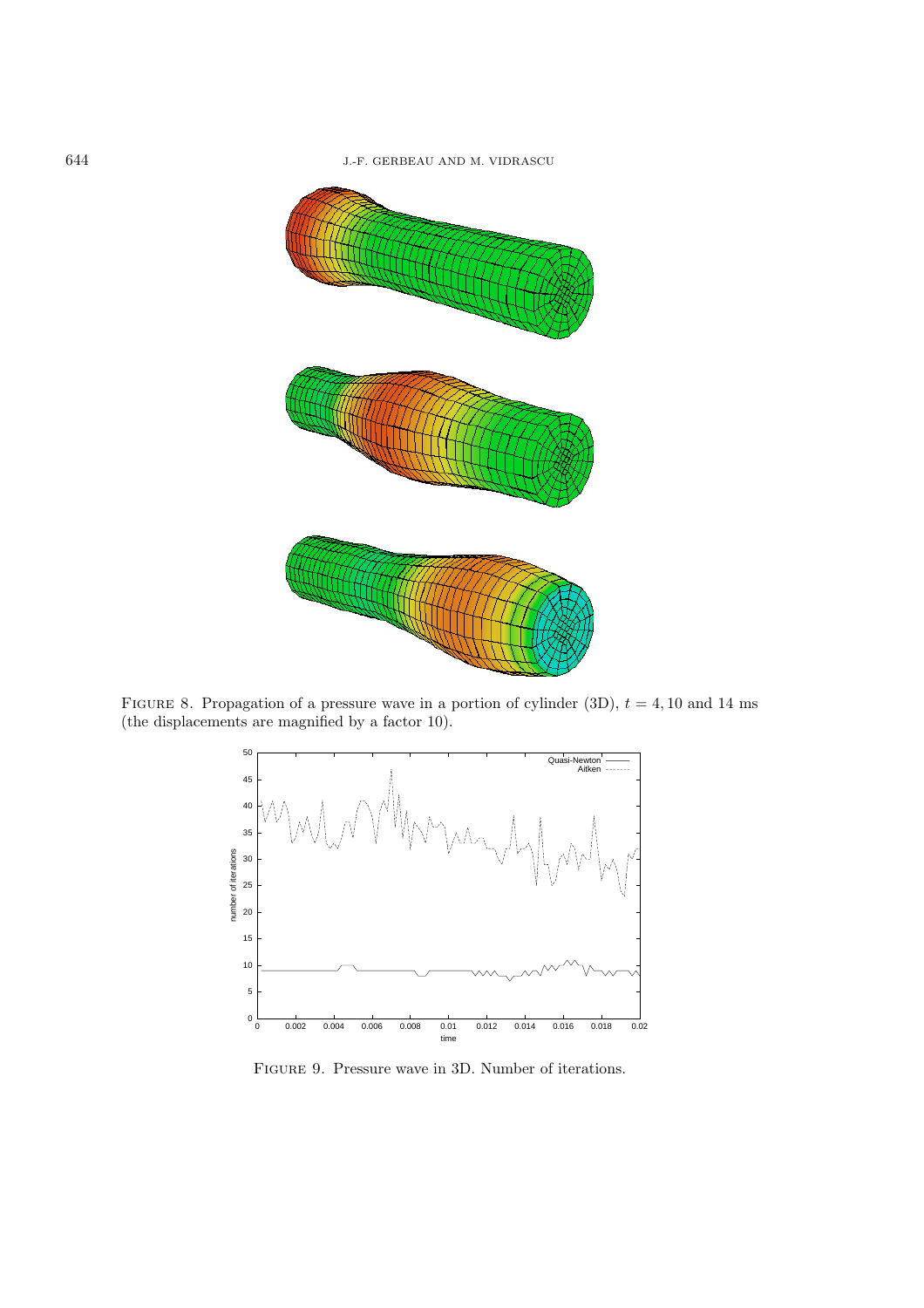FIGURE 8. Propagation of a pressure wave in a portion of cylinder (3D), $t = 4, 10$ and $14$ ms (the displacements are magnified by a factor 10).

FIGURE 9. Pressure wave in 3D. Number of iterations.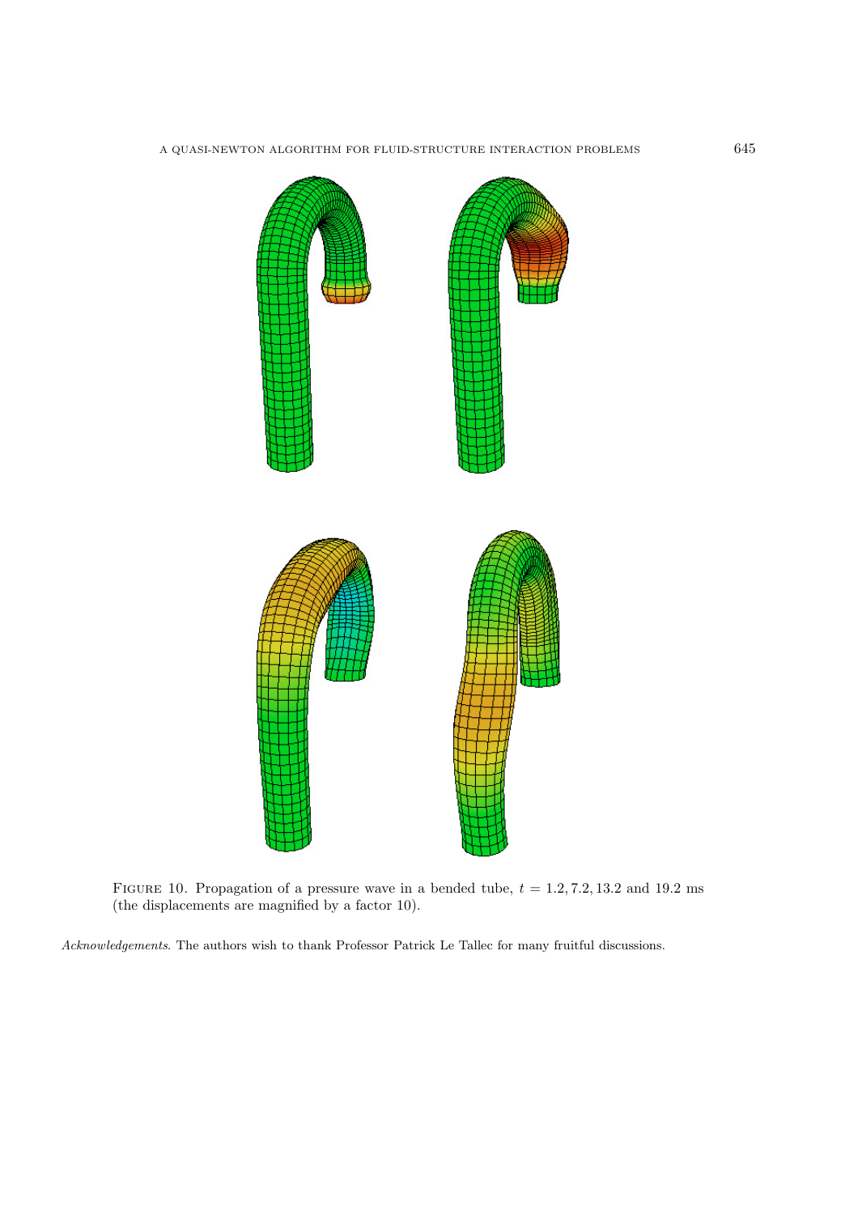Figure 10. Propagation of a pressure wave in a bended tube, $t = 1.2, 7.2, 13.2$ and $19.2$ ms (the displacements are magnified by a factor 10).

*Acknowledgements*. The authors wish to thank Professor Patrick Le Tallec for many fruitful discussions.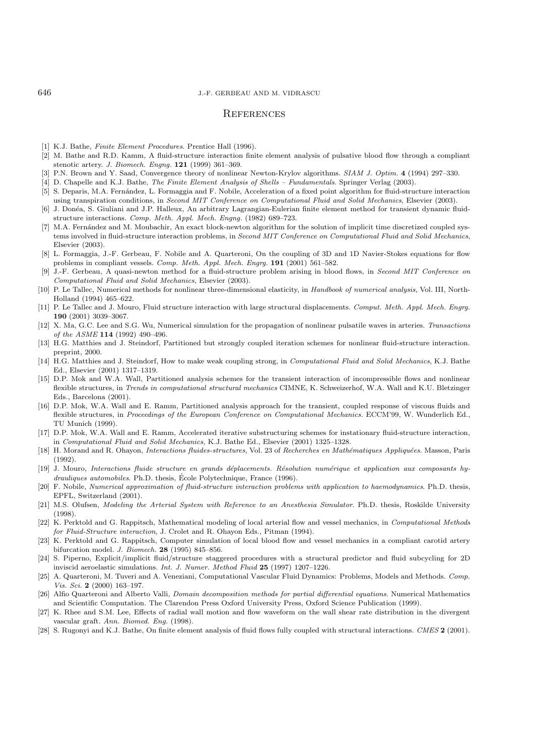# References

[1] K.J. Bathe, *Finite Element Procedures*. Prentice Hall (1996).

[2] M. Bathe and R.D. Kamm, A fluid-structure interaction finite element analysis of pulsative blood flow through a compliant stenotic artery. *J. Biomech. Engng.* **121** (1999) 361–369.

[3] P.N. Brown and Y. Saad, Convergence theory of nonlinear Newton-Krylov algorithms. *SIAM J. Optim.* **4** (1994) 297–330.

[4] D. Chapelle and K.J. Bathe, *The Finite Element Analysis of Shells – Fundamentals*. Springer Verlag (2003).

[5] S. Deparis, M.A. Fernández, L. Formaggia and F. Nobile, Acceleration of a fixed point algorithm for fluid-structure interaction using transpiration conditions, in *Second MIT Conference on Computational Fluid and Solid Mechanics*, Elsevier (2003).

[6] J. Donéa, S. Giuliani and J.P. Halleux, An arbitrary Lagrangian-Eulerian finite element method for transient dynamic fluid-structure interactions. *Comp. Meth. Appl. Mech. Engng.* (1982) 689–723.

[7] M.A. Fernández and M. Moubachir, An exact block-newton algorithm for the solution of implicit time discretized coupled systems involved in fluid-structure interaction problems, in *Second MIT Conference on Computational Fluid and Solid Mechanics*, Elsevier (2003).

[8] L. Formaggia, J.-F. Gerbeau, F. Nobile and A. Quarteroni, On the coupling of 3D and 1D Navier-Stokes equations for flow problems in compliant vessels. *Comp. Meth. Appl. Mech. Engrg.* **191** (2001) 561–582.

[9] J.-F. Gerbeau, A quasi-newton method for a fluid-structure problem arising in blood flows, in *Second MIT Conference on Computational Fluid and Solid Mechanics*, Elsevier (2003).

[10] P. Le Tallec, Numerical methods for nonlinear three-dimensional elasticity, in *Handbook of numerical analysis*, Vol. III, North-Holland (1994) 465–622.

[11] P. Le Tallec and J. Mouro, Fluid structure interaction with large structural displacements. *Comput. Meth. Appl. Mech. Engrg.* **190** (2001) 3039–3067.

[12] X. Ma, G.C. Lee and S.G. Wu, Numerical simulation for the propagation of nonlinear pulsatile waves in arteries. *Transactions of the ASME* **114** (1992) 490–496.

[13] H.G. Matthies and J. Steindorf, Partitioned but strongly coupled iteration schemes for nonlinear fluid-structure interaction. preprint, 2000.

[14] H.G. Matthies and J. Steindorf, How to make weak coupling strong, in *Computational Fluid and Solid Mechanics*, K.J. Bathe Ed., Elsevier (2001) 1317–1319.

[15] D.P. Mok and W.A. Wall, Partitioned analysis schemes for the transient interaction of incompressible flows and nonlinear flexible structures, in *Trends in computational structural mechanics* CIMNE, K. Schweizerhof, W.A. Wall and K.U. Bletzinger Eds., Barcelona (2001).

[16] D.P. Mok, W.A. Wall and E. Ramm, Partitioned analysis approach for the transient, coupled response of viscous fluids and flexible structures, in *Proceedings of the European Conference on Computational Mechanics.* ECCM'99, W. Wunderlich Ed., TU Munich (1999).

[17] D.P. Mok, W.A. Wall and E. Ramm, Accelerated iterative substructuring schemes for instationary fluid-structure interaction, in *Computational Fluid and Solid Mechanics*, K.J. Bathe Ed., Elsevier (2001) 1325–1328.

[18] H. Morand and R. Ohayon, *Interactions fluides-structures*, Vol. 23 of *Recherches en Mathématiques Appliquées*. Masson, Paris (1992).

[19] J. Mouro, *Interactions fluide structure en grands déplacements. Résolution numérique et application aux composants hydrauliques automobiles*. Ph.D. thesis, École Polytechnique, France (1996).

[20] F. Nobile, *Numerical approximation of fluid-structure interaction problems with application to haemodynamics*. Ph.D. thesis, EPFL, Switzerland (2001).

[21] M.S. Olufsen, *Modeling the Arterial System with Reference to an Anesthesia Simulator*. Ph.D. thesis, Roskilde University (1998).

[22] K. Perktold and G. Rappitsch, Mathematical modeling of local arterial flow and vessel mechanics, in *Computational Methods for Fluid-Structure interaction*, J. Crolet and R. Ohayon Eds., Pitman (1994).

[23] K. Perktold and G. Rappitsch, Computer simulation of local blood flow and vessel mechanics in a compliant carotid artery bifurcation model. *J. Biomech.* **28** (1995) 845–856.

[24] S. Piperno, Explicit/implicit fluid/structure staggered procedures with a structural predictor and fluid subcycling for 2D inviscid aeroelastic simulations. *Int. J. Numer. Method Fluid* **25** (1997) 1207–1226.

[25] A. Quarteroni, M. Tuveri and A. Veneziani, Computational Vascular Fluid Dynamics: Problems, Models and Methods. *Comp. Vis. Sci.* **2** (2000) 163–197.

[26] Alfio Quarteroni and Alberto Valli, *Domain decomposition methods for partial differential equations*. Numerical Mathematics and Scientific Computation. The Clarendon Press Oxford University Press, Oxford Science Publication (1999).

[27] K. Rhee and S.M. Lee, Effects of radial wall motion and flow waveform on the wall shear rate distribution in the divergent vascular graft. *Ann. Biomed. Eng.* (1998).

[28] S. Rugonyi and K.J. Bathe, On finite element analysis of fluid flows fully coupled with structural interactions. *CMES* **2** (2001).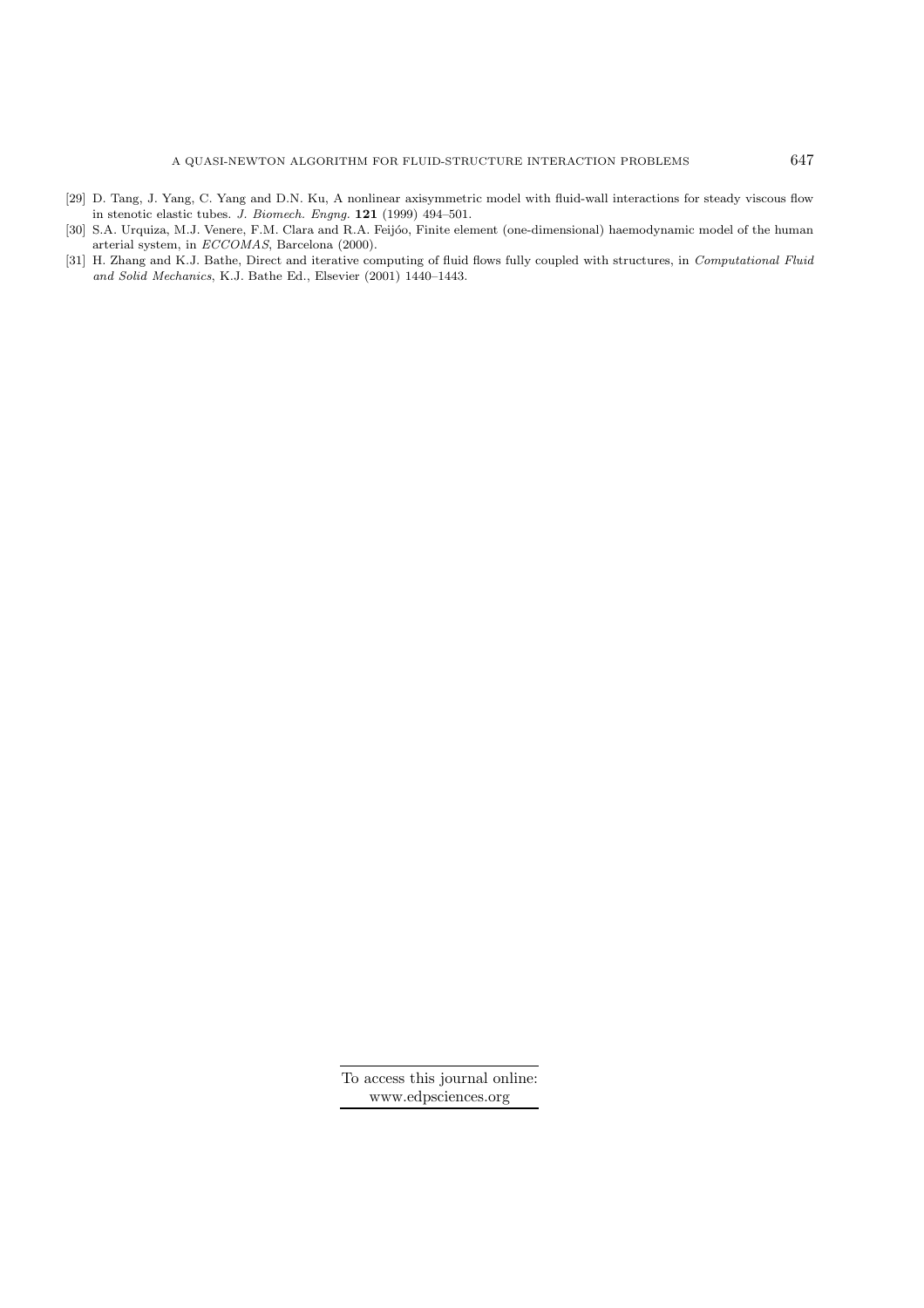[29] D. Tang, J. Yang, C. Yang and D.N. Ku, A nonlinear axisymmetric model with fluid-wall interactions for steady viscous flow in stenotic elastic tubes. *J. Biomech. Engng.* **121** (1999) 494–501.

[30] S.A. Urquiza, M.J. Venere, F.M. Clara and R.A. Feijóo, Finite element (one-dimensional) haemodynamic model of the human arterial system, in *ECCOMAS*, Barcelona (2000).

[31] H. Zhang and K.J. Bathe, Direct and iterative computing of fluid flows fully coupled with structures, in *Computational Fluid and Solid Mechanics*, K.J. Bathe Ed., Elsevier (2001) 1440–1443.

To access this journal online:
www.edpsciences.org